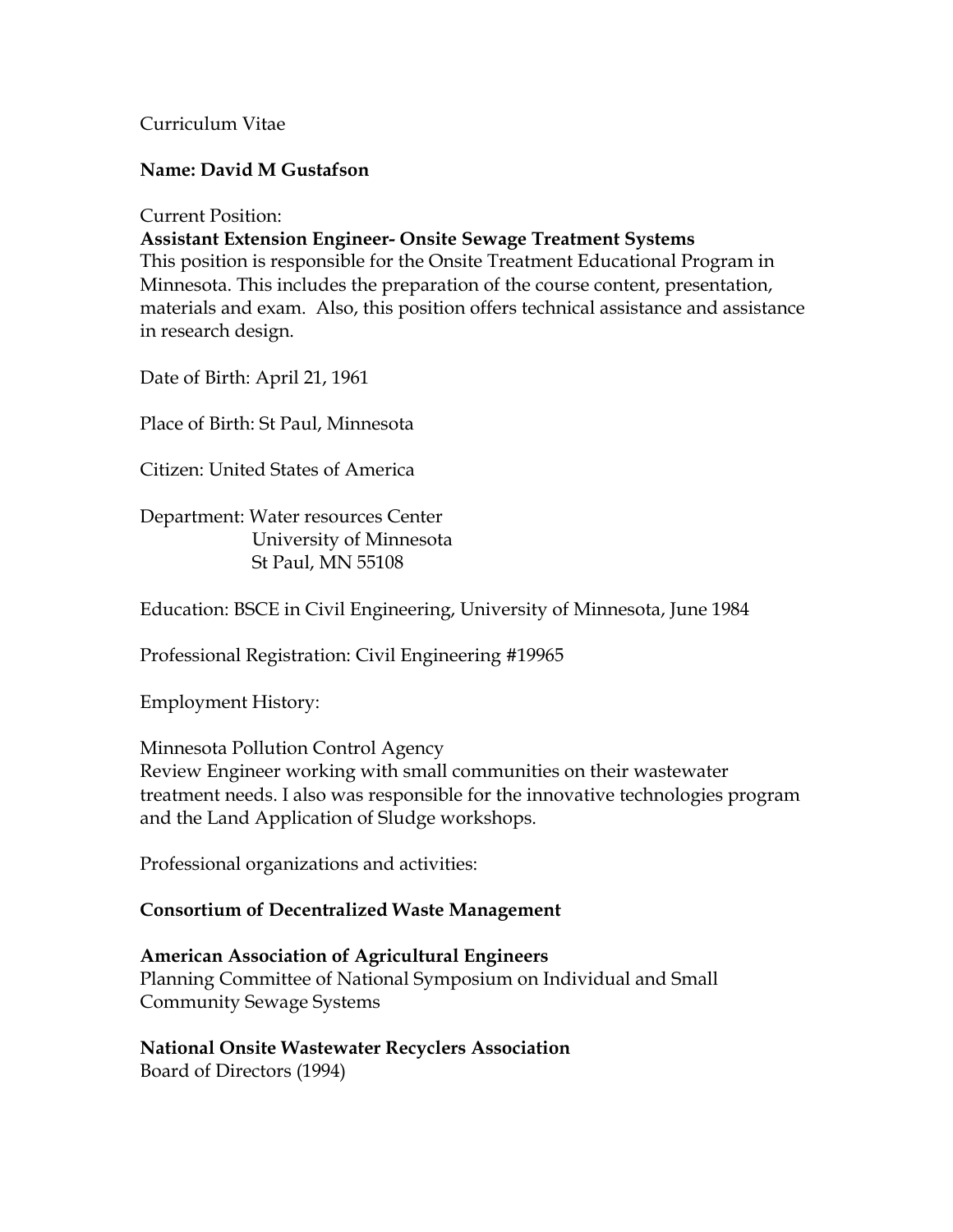Curriculum Vitae

**Name: David M Gustafson**

Current Position:

**Assistant Extension Engineer- Onsite Sewage Treatment Systems**

This position is responsible for the Onsite Treatment Educational Program in Minnesota. This includes the preparation of the course content, presentation, materials and exam. Also, this position offers technical assistance and assistance in research design.

Date of Birth: April 21, 1961

Place of Birth: St Paul, Minnesota

Citizen: United States of America

Department: Water resources Center
University of Minnesota
St Paul, MN 55108

Education: BSCE in Civil Engineering, University of Minnesota, June 1984

Professional Registration: Civil Engineering #19965

Employment History:

Minnesota Pollution Control Agency
Review Engineer working with small communities on their wastewater treatment needs. I also was responsible for the innovative technologies program and the Land Application of Sludge workshops.

Professional organizations and activities:

**Consortium of Decentralized Waste Management**

**American Association of Agricultural Engineers**
Planning Committee of National Symposium on Individual and Small Community Sewage Systems

**National Onsite Wastewater Recyclers Association**
Board of Directors (1994)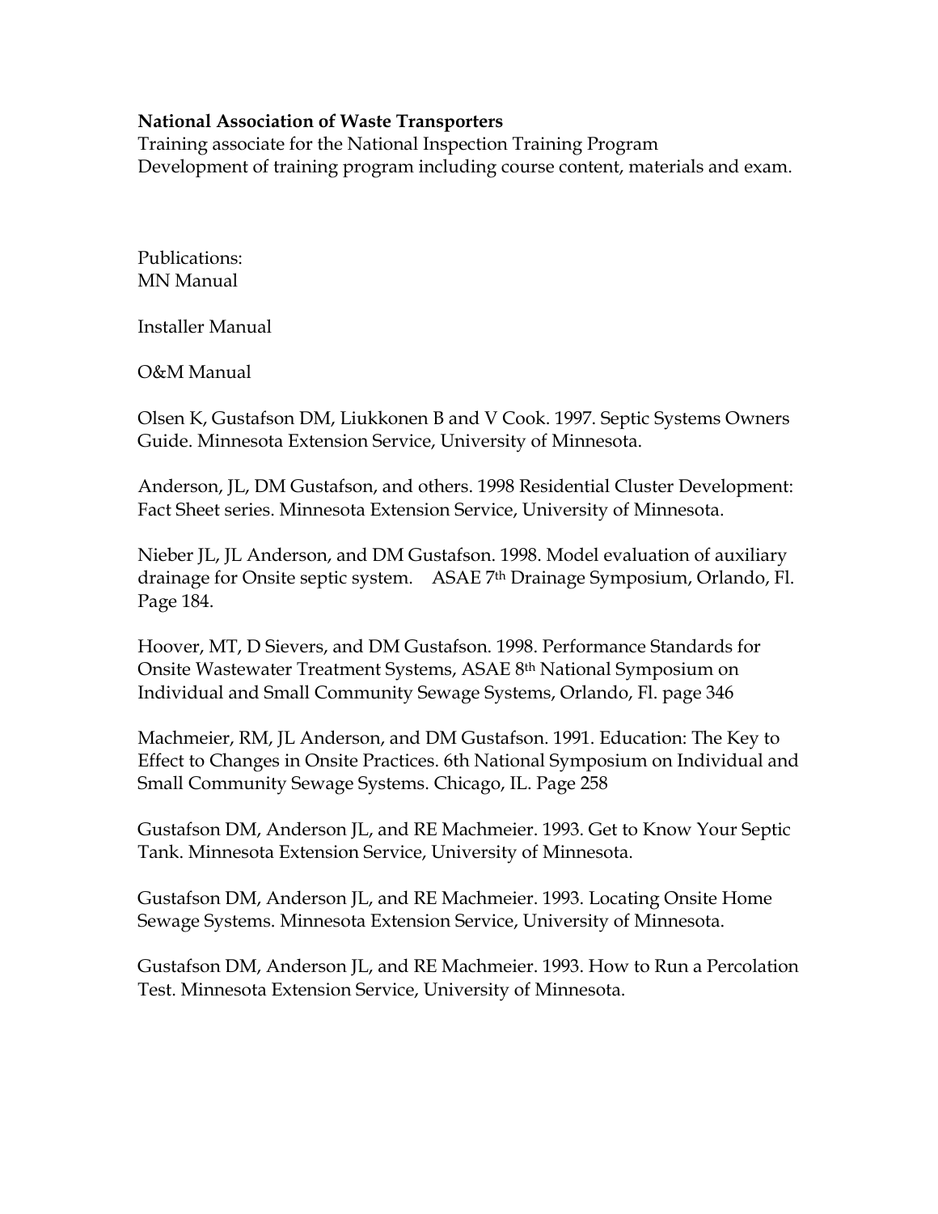**National Association of Waste Transporters**
Training associate for the National Inspection Training Program
Development of training program including course content, materials and exam.

Publications:
MN Manual

Installer Manual

O&M Manual

Olsen K, Gustafson DM, Liukkonen B and V Cook. 1997. Septic Systems Owners Guide. Minnesota Extension Service, University of Minnesota.

Anderson, JL, DM Gustafson, and others. 1998 Residential Cluster Development: Fact Sheet series. Minnesota Extension Service, University of Minnesota.

Nieber JL, JL Anderson, and DM Gustafson. 1998. Model evaluation of auxiliary drainage for Onsite septic system. ASAE 7th Drainage Symposium, Orlando, Fl. Page 184.

Hoover, MT, D Sievers, and DM Gustafson. 1998. Performance Standards for Onsite Wastewater Treatment Systems, ASAE 8th National Symposium on Individual and Small Community Sewage Systems, Orlando, Fl. page 346

Machmeier, RM, JL Anderson, and DM Gustafson. 1991. Education: The Key to Effect to Changes in Onsite Practices. 6th National Symposium on Individual and Small Community Sewage Systems. Chicago, IL. Page 258

Gustafson DM, Anderson JL, and RE Machmeier. 1993. Get to Know Your Septic Tank. Minnesota Extension Service, University of Minnesota.

Gustafson DM, Anderson JL, and RE Machmeier. 1993. Locating Onsite Home Sewage Systems. Minnesota Extension Service, University of Minnesota.

Gustafson DM, Anderson JL, and RE Machmeier. 1993. How to Run a Percolation Test. Minnesota Extension Service, University of Minnesota.